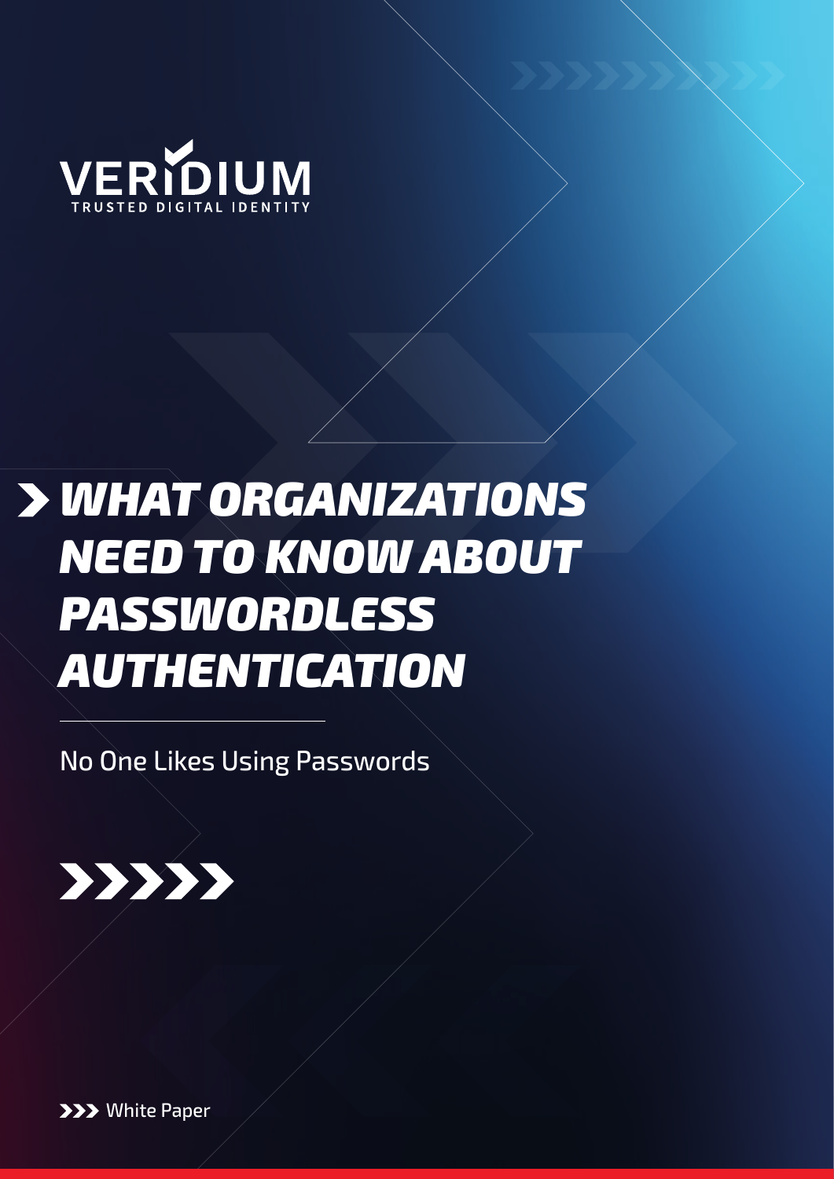VERIDIUM

TRUSTED DIGITAL IDENTITY

# WHAT ORGANIZATIONS NEED TO KNOW ABOUT PASSWORDLESS AUTHENTICATION

No One Likes Using Passwords

White Paper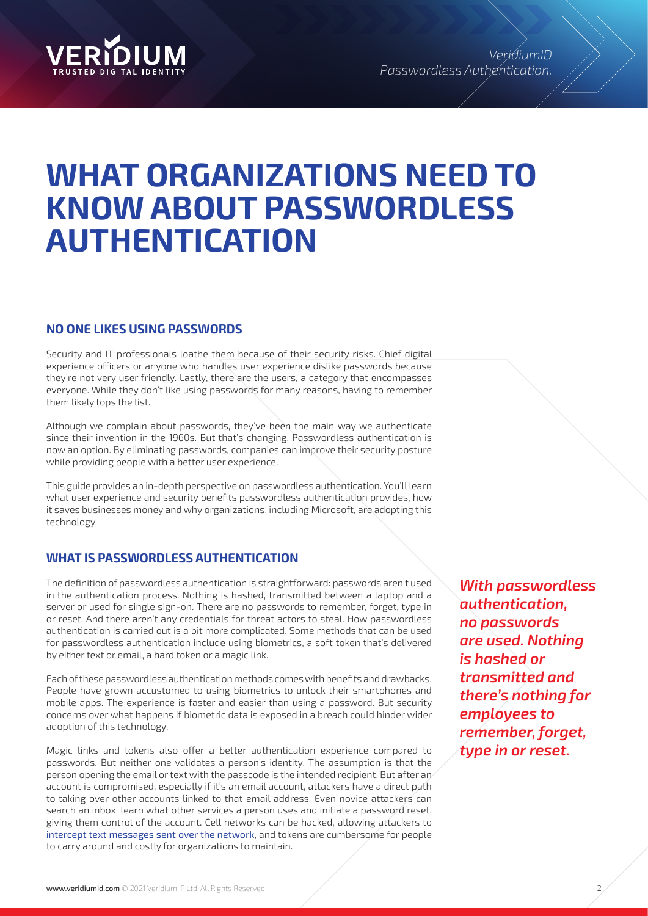# WHAT ORGANIZATIONS NEED TO KNOW ABOUT PASSWORDLESS AUTHENTICATION

## NO ONE LIKES USING PASSWORDS

Security and IT professionals loathe them because of their security risks. Chief digital experience officers or anyone who handles user experience dislike passwords because they're not very user friendly. Lastly, there are the users, a category that encompasses everyone. While they don't like using passwords for many reasons, having to remember them likely tops the list.

Although we complain about passwords, they've been the main way we authenticate since their invention in the 1960s. But that's changing. Passwordless authentication is now an option. By eliminating passwords, companies can improve their security posture while providing people with a better user experience.

This guide provides an in-depth perspective on passwordless authentication. You'll learn what user experience and security benefits passwordless authentication provides, how it saves businesses money and why organizations, including Microsoft, are adopting this technology.

## WHAT IS PASSWORDLESS AUTHENTICATION

The definition of passwordless authentication is straightforward: passwords aren't used in the authentication process. Nothing is hashed, transmitted between a laptop and a server or used for single sign-on. There are no passwords to remember, forget, type in or reset. And there aren't any credentials for threat actors to steal. How passwordless authentication is carried out is a bit more complicated. Some methods that can be used for passwordless authentication include using biometrics, a soft token that's delivered by either text or email, a hard token or a magic link.

Each of these passwordless authentication methods comes with benefits and drawbacks. People have grown accustomed to using biometrics to unlock their smartphones and mobile apps. The experience is faster and easier than using a password. But security concerns over what happens if biometric data is exposed in a breach could hinder wider adoption of this technology.

Magic links and tokens also offer a better authentication experience compared to passwords. But neither one validates a person's identity. The assumption is that the person opening the email or text with the passcode is the intended recipient. But after an account is compromised, especially if it's an email account, attackers have a direct path to taking over other accounts linked to that email address. Even novice attackers can search an inbox, learn what other services a person uses and initiate a password reset, giving them control of the account. Cell networks can be hacked, allowing attackers to intercept text messages sent over the network, and tokens are cumbersome for people to carry around and costly for organizations to maintain.

***With passwordless authentication, no passwords are used. Nothing is hashed or transmitted and there's nothing for employees to remember, forget, type in or reset.***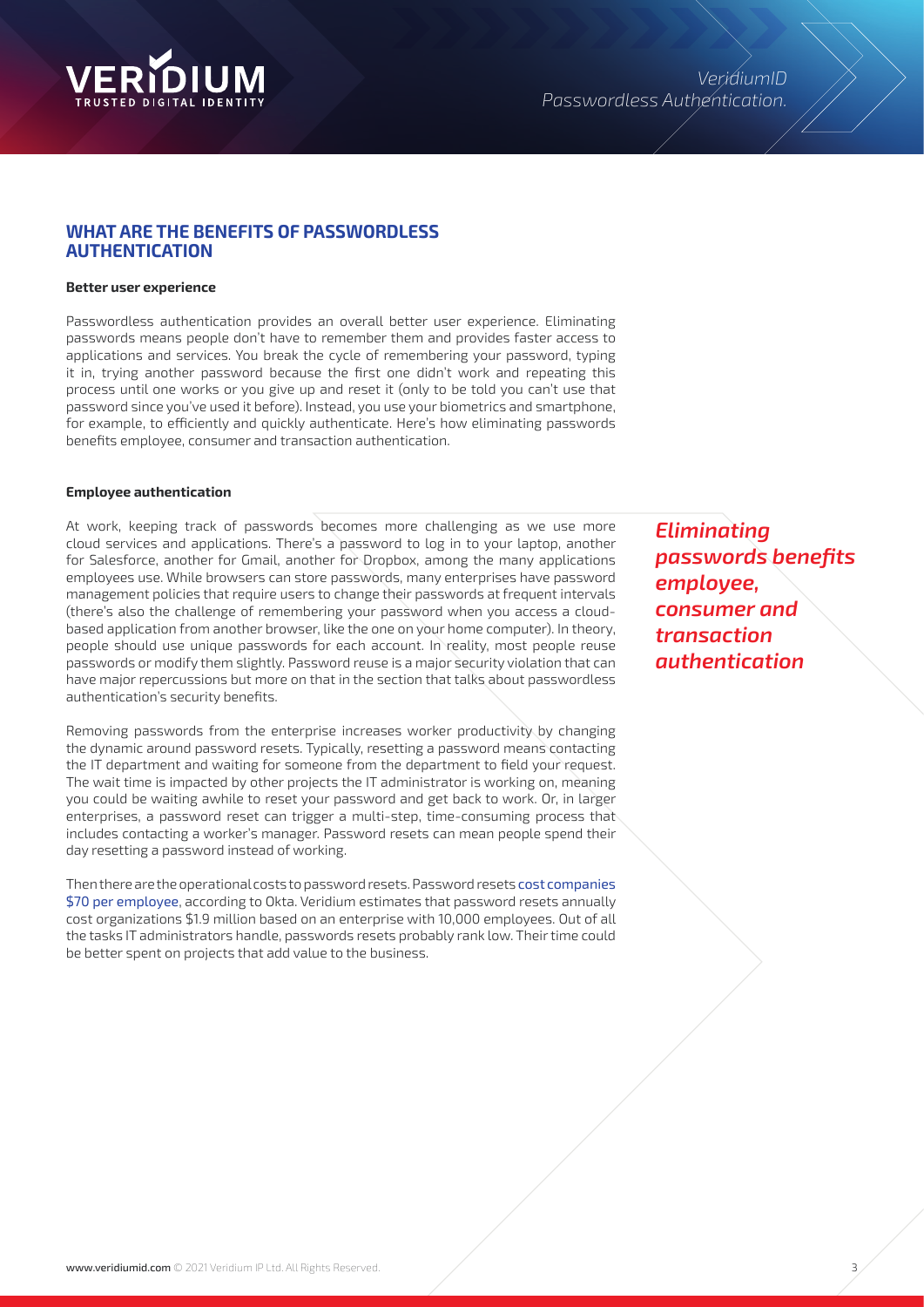## WHAT ARE THE BENEFITS OF PASSWORDLESS AUTHENTICATION

**Better user experience**

Passwordless authentication provides an overall better user experience. Eliminating passwords means people don't have to remember them and provides faster access to applications and services. You break the cycle of remembering your password, typing it in, trying another password because the first one didn't work and repeating this process until one works or you give up and reset it (only to be told you can't use that password since you've used it before). Instead, you use your biometrics and smartphone, for example, to efficiently and quickly authenticate. Here's how eliminating passwords benefits employee, consumer and transaction authentication.

**Employee authentication**

At work, keeping track of passwords becomes more challenging as we use more cloud services and applications. There's a password to log in to your laptop, another for Salesforce, another for Gmail, another for Dropbox, among the many applications employees use. While browsers can store passwords, many enterprises have password management policies that require users to change their passwords at frequent intervals (there's also the challenge of remembering your password when you access a cloud-based application from another browser, like the one on your home computer). In theory, people should use unique passwords for each account. In reality, most people reuse passwords or modify them slightly. Password reuse is a major security violation that can have major repercussions but more on that in the section that talks about passwordless authentication's security benefits.

*Eliminating passwords benefits employee, consumer and transaction authentication*

Removing passwords from the enterprise increases worker productivity by changing the dynamic around password resets. Typically, resetting a password means contacting the IT department and waiting for someone from the department to field your request. The wait time is impacted by other projects the IT administrator is working on, meaning you could be waiting awhile to reset your password and get back to work. Or, in larger enterprises, a password reset can trigger a multi-step, time-consuming process that includes contacting a worker's manager. Password resets can mean people spend their day resetting a password instead of working.

Then there are the operational costs to password resets. Password resets cost companies $70 per employee, according to Okta. Veridium estimates that password resets annually cost organizations $1.9 million based on an enterprise with 10,000 employees. Out of all the tasks IT administrators handle, passwords resets probably rank low. Their time could be better spent on projects that add value to the business.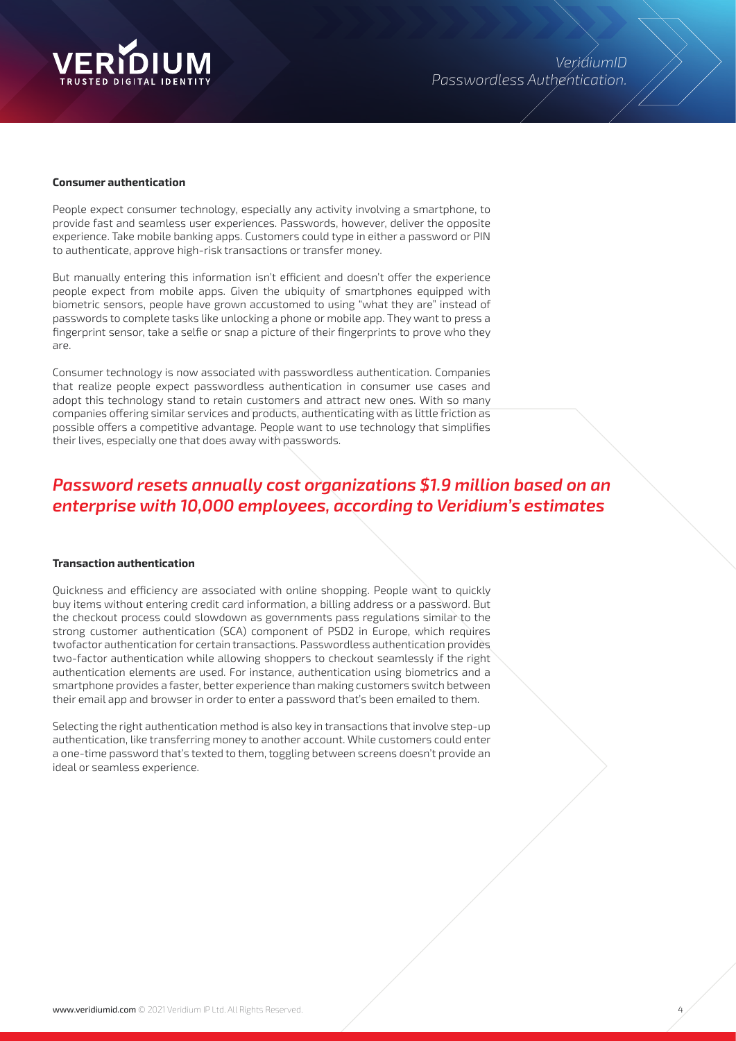**Consumer authentication**

People expect consumer technology, especially any activity involving a smartphone, to provide fast and seamless user experiences. Passwords, however, deliver the opposite experience. Take mobile banking apps. Customers could type in either a password or PIN to authenticate, approve high-risk transactions or transfer money.

But manually entering this information isn't efficient and doesn't offer the experience people expect from mobile apps. Given the ubiquity of smartphones equipped with biometric sensors, people have grown accustomed to using "what they are" instead of passwords to complete tasks like unlocking a phone or mobile app. They want to press a fingerprint sensor, take a selfie or snap a picture of their fingerprints to prove who they are.

Consumer technology is now associated with passwordless authentication. Companies that realize people expect passwordless authentication in consumer use cases and adopt this technology stand to retain customers and attract new ones. With so many companies offering similar services and products, authenticating with as little friction as possible offers a competitive advantage. People want to use technology that simplifies their lives, especially one that does away with passwords.

***Password resets annually cost organizations $1.9 million based on an enterprise with 10,000 employees, according to Veridium's estimates***

**Transaction authentication**

Quickness and efficiency are associated with online shopping. People want to quickly buy items without entering credit card information, a billing address or a password. But the checkout process could slowdown as governments pass regulations similar to the strong customer authentication (SCA) component of PSD2 in Europe, which requires twofactor authentication for certain transactions. Passwordless authentication provides two-factor authentication while allowing shoppers to checkout seamlessly if the right authentication elements are used. For instance, authentication using biometrics and a smartphone provides a faster, better experience than making customers switch between their email app and browser in order to enter a password that's been emailed to them.

Selecting the right authentication method is also key in transactions that involve step-up authentication, like transferring money to another account. While customers could enter a one-time password that's texted to them, toggling between screens doesn't provide an ideal or seamless experience.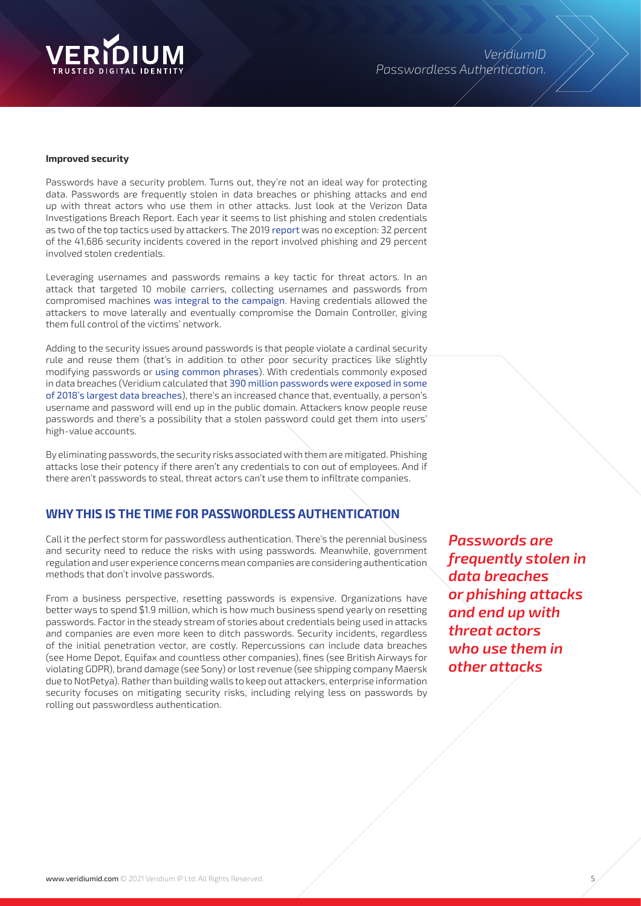**Improved security**

Passwords have a security problem. Turns out, they're not an ideal way for protecting data. Passwords are frequently stolen in data breaches or phishing attacks and end up with threat actors who use them in other attacks. Just look at the Verizon Data Investigations Breach Report. Each year it seems to list phishing and stolen credentials as two of the top tactics used by attackers. The 2019 report was no exception: 32 percent of the 41,686 security incidents covered in the report involved phishing and 29 percent involved stolen credentials.

Leveraging usernames and passwords remains a key tactic for threat actors. In an attack that targeted 10 mobile carriers, collecting usernames and passwords from compromised machines was integral to the campaign. Having credentials allowed the attackers to move laterally and eventually compromise the Domain Controller, giving them full control of the victims' network.

Adding to the security issues around passwords is that people violate a cardinal security rule and reuse them (that's in addition to other poor security practices like slightly modifying passwords or using common phrases). With credentials commonly exposed in data breaches (Veridium calculated that 390 million passwords were exposed in some of 2018's largest data breaches), there's an increased chance that, eventually, a person's username and password will end up in the public domain. Attackers know people reuse passwords and there's a possibility that a stolen password could get them into users' high-value accounts.

By eliminating passwords, the security risks associated with them are mitigated. Phishing attacks lose their potency if there aren't any credentials to con out of employees. And if there aren't passwords to steal, threat actors can't use them to infiltrate companies.

## WHY THIS IS THE TIME FOR PASSWORDLESS AUTHENTICATION

Call it the perfect storm for passwordless authentication. There's the perennial business and security need to reduce the risks with using passwords. Meanwhile, government regulation and user experience concerns mean companies are considering authentication methods that don't involve passwords.

From a business perspective, resetting passwords is expensive. Organizations have better ways to spend $1.9 million, which is how much business spend yearly on resetting passwords. Factor in the steady stream of stories about credentials being used in attacks and companies are even more keen to ditch passwords. Security incidents, regardless of the initial penetration vector, are costly. Repercussions can include data breaches (see Home Depot, Equifax and countless other companies), fines (see British Airways for violating GDPR), brand damage (see Sony) or lost revenue (see shipping company Maersk due to NotPetya). Rather than building walls to keep out attackers, enterprise information security focuses on mitigating security risks, including relying less on passwords by rolling out passwordless authentication.

***Passwords are frequently stolen in data breaches or phishing attacks and end up with threat actors who use them in other attacks***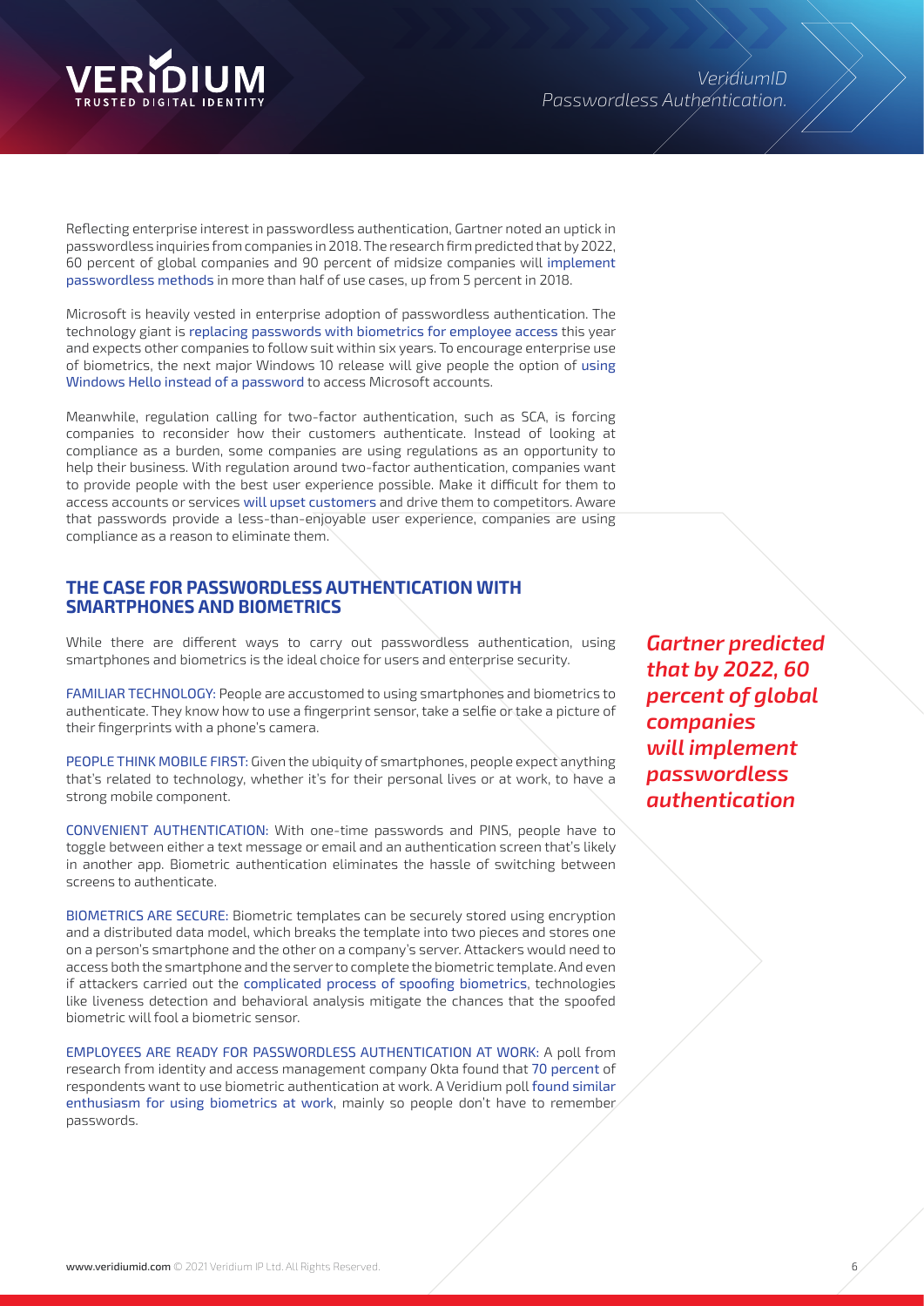Reflecting enterprise interest in passwordless authentication, Gartner noted an uptick in passwordless inquiries from companies in 2018. The research firm predicted that by 2022, 60 percent of global companies and 90 percent of midsize companies will implement passwordless methods in more than half of use cases, up from 5 percent in 2018.

Microsoft is heavily vested in enterprise adoption of passwordless authentication. The technology giant is replacing passwords with biometrics for employee access this year and expects other companies to follow suit within six years. To encourage enterprise use of biometrics, the next major Windows 10 release will give people the option of using Windows Hello instead of a password to access Microsoft accounts.

Meanwhile, regulation calling for two-factor authentication, such as SCA, is forcing companies to reconsider how their customers authenticate. Instead of looking at compliance as a burden, some companies are using regulations as an opportunity to help their business. With regulation around two-factor authentication, companies want to provide people with the best user experience possible. Make it difficult for them to access accounts or services will upset customers and drive them to competitors. Aware that passwords provide a less-than-enjoyable user experience, companies are using compliance as a reason to eliminate them.

## THE CASE FOR PASSWORDLESS AUTHENTICATION WITH SMARTPHONES AND BIOMETRICS

While there are different ways to carry out passwordless authentication, using smartphones and biometrics is the ideal choice for users and enterprise security.

***Gartner predicted that by 2022, 60 percent of global companies will implement passwordless authentication***

FAMILIAR TECHNOLOGY: People are accustomed to using smartphones and biometrics to authenticate. They know how to use a fingerprint sensor, take a selfie or take a picture of their fingerprints with a phone's camera.

PEOPLE THINK MOBILE FIRST: Given the ubiquity of smartphones, people expect anything that's related to technology, whether it's for their personal lives or at work, to have a strong mobile component.

CONVENIENT AUTHENTICATION: With one-time passwords and PINS, people have to toggle between either a text message or email and an authentication screen that's likely in another app. Biometric authentication eliminates the hassle of switching between screens to authenticate.

BIOMETRICS ARE SECURE: Biometric templates can be securely stored using encryption and a distributed data model, which breaks the template into two pieces and stores one on a person's smartphone and the other on a company's server. Attackers would need to access both the smartphone and the server to complete the biometric template. And even if attackers carried out the complicated process of spoofing biometrics, technologies like liveness detection and behavioral analysis mitigate the chances that the spoofed biometric will fool a biometric sensor.

EMPLOYEES ARE READY FOR PASSWORDLESS AUTHENTICATION AT WORK: A poll from research from identity and access management company Okta found that 70 percent of respondents want to use biometric authentication at work. A Veridium poll found similar enthusiasm for using biometrics at work, mainly so people don't have to remember passwords.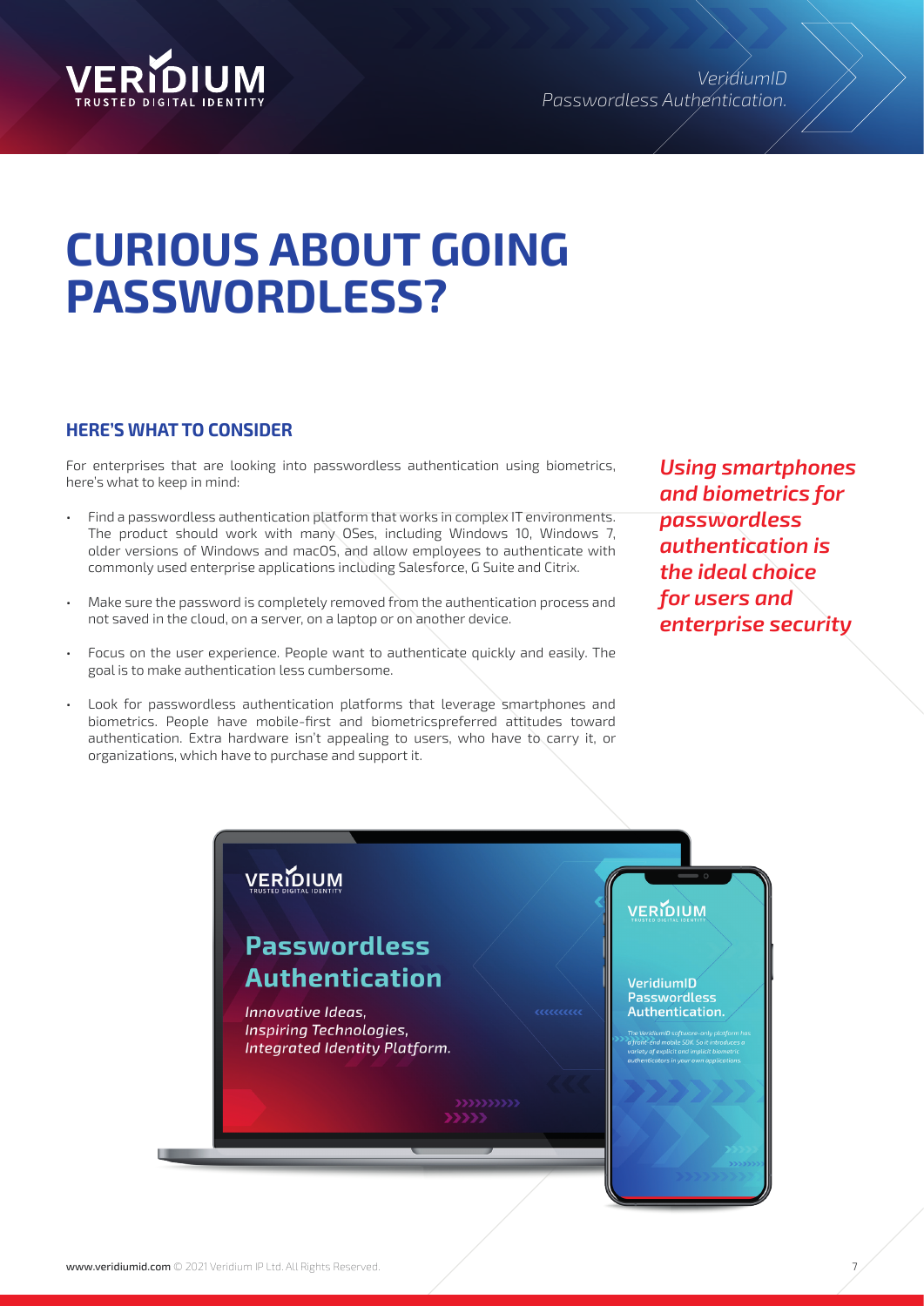# CURIOUS ABOUT GOING PASSWORDLESS?

## HERE'S WHAT TO CONSIDER

For enterprises that are looking into passwordless authentication using biometrics, here's what to keep in mind:

- Find a passwordless authentication platform that works in complex IT environments. The product should work with many OSes, including Windows 10, Windows 7, older versions of Windows and macOS, and allow employees to authenticate with commonly used enterprise applications including Salesforce, G Suite and Citrix.
- Make sure the password is completely removed from the authentication process and not saved in the cloud, on a server, on a laptop or on another device.
- Focus on the user experience. People want to authenticate quickly and easily. The goal is to make authentication less cumbersome.
- Look for passwordless authentication platforms that leverage smartphones and biometrics. People have mobile-first and biometricspreferred attitudes toward authentication. Extra hardware isn't appealing to users, who have to carry it, or organizations, which have to purchase and support it.

***Using smartphones and biometrics for passwordless authentication is the ideal choice for users and enterprise security***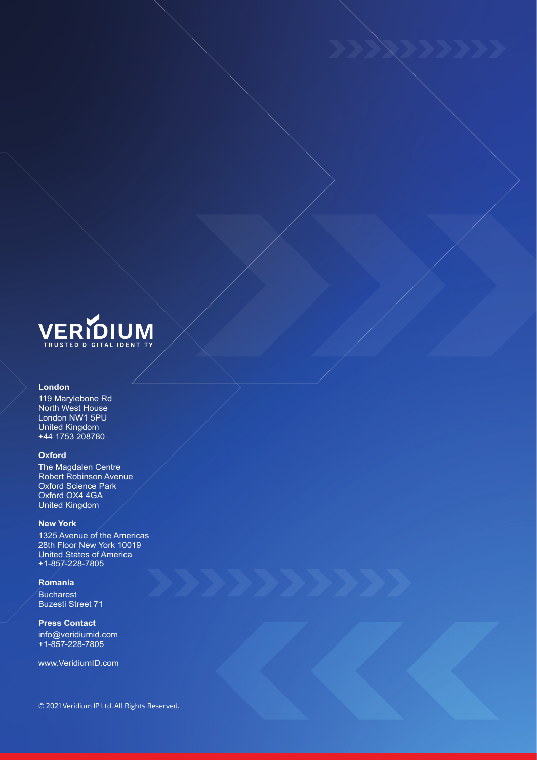VERIDIUM
TRUSTED DIGITAL IDENTITY

**London**

119 Marylebone Rd
North West House
London NW1 5PU
United Kingdom
+44 1753 208780

**Oxford**

The Magdalen Centre
Robert Robinson Avenue
Oxford Science Park
Oxford OX4 4GA
United Kingdom

**New York**

1325 Avenue of the Americas
28th Floor New York 10019
United States of America
+1-857-228-7805

**Romania**

Bucharest
Buzesti Street 71

**Press Contact**

info@veridiumid.com
+1-857-228-7805

www.VeridiumID.com

© 2021 Veridium IP Ltd. All Rights Reserved.